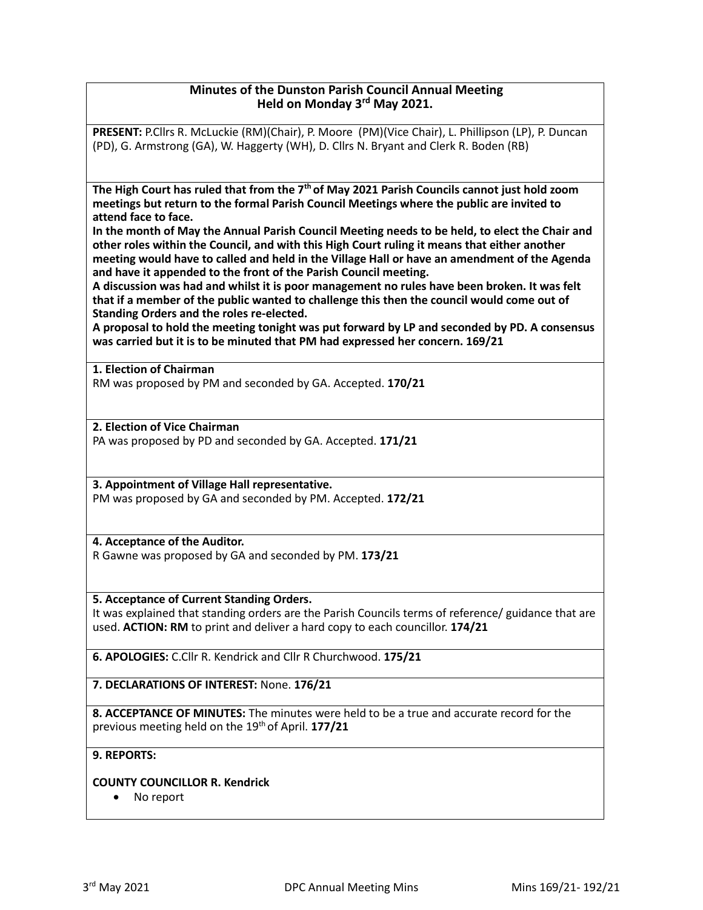**Minutes of the Dunston Parish Council Annual Meeting**
**Held on Monday 3rd May 2021.**

**PRESENT:** P.Cllrs R. McLuckie (RM)(Chair), P. Moore (PM)(Vice Chair), L. Phillipson (LP), P. Duncan (PD), G. Armstrong (GA), W. Haggerty (WH), D. Cllrs N. Bryant and Clerk R. Boden (RB)

**The High Court has ruled that from the 7th of May 2021 Parish Councils cannot just hold zoom meetings but return to the formal Parish Council Meetings where the public are invited to attend face to face.**

**In the month of May the Annual Parish Council Meeting needs to be held, to elect the Chair and other roles within the Council, and with this High Court ruling it means that either another meeting would have to called and held in the Village Hall or have an amendment of the Agenda and have it appended to the front of the Parish Council meeting.**

**A discussion was had and whilst it is poor management no rules have been broken. It was felt that if a member of the public wanted to challenge this then the council would come out of Standing Orders and the roles re-elected.**

**A proposal to hold the meeting tonight was put forward by LP and seconded by PD. A consensus was carried but it is to be minuted that PM had expressed her concern. 169/21**

**1. Election of Chairman**

RM was proposed by PM and seconded by GA. Accepted. **170/21**

**2. Election of Vice Chairman**

PA was proposed by PD and seconded by GA. Accepted. **171/21**

**3. Appointment of Village Hall representative.**

PM was proposed by GA and seconded by PM. Accepted. **172/21**

**4. Acceptance of the Auditor.**

R Gawne was proposed by GA and seconded by PM. **173/21**

**5. Acceptance of Current Standing Orders.**

It was explained that standing orders are the Parish Councils terms of reference/ guidance that are used. **ACTION: RM** to print and deliver a hard copy to each councillor. **174/21**

**6. APOLOGIES:** C.Cllr R. Kendrick and Cllr R Churchwood. **175/21**

**7. DECLARATIONS OF INTEREST:** None. **176/21**

**8. ACCEPTANCE OF MINUTES:** The minutes were held to be a true and accurate record for the previous meeting held on the 19th of April. **177/21**

**9. REPORTS:**

**COUNTY COUNCILLOR R. Kendrick**

- No report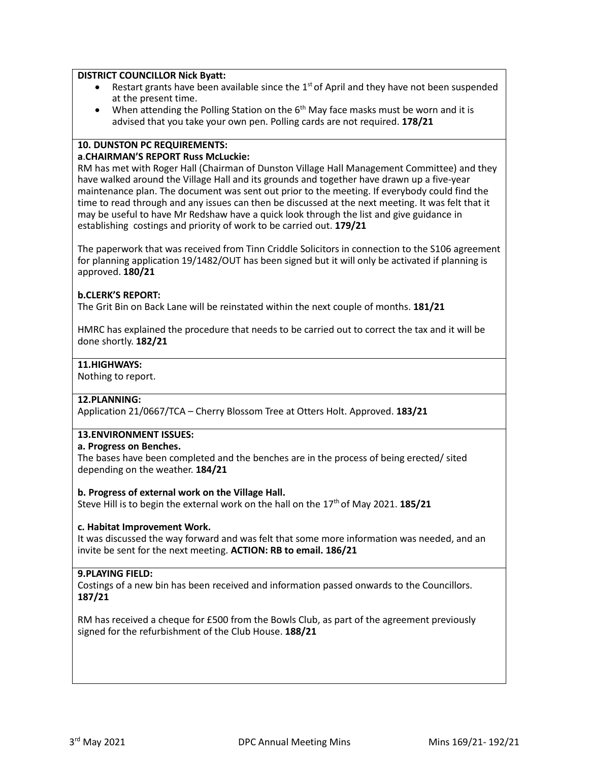**DISTRICT COUNCILLOR Nick Byatt:**

- Restart grants have been available since the 1st of April and they have not been suspended at the present time.
- When attending the Polling Station on the 6th May face masks must be worn and it is advised that you take your own pen. Polling cards are not required. **178/21**

**10. DUNSTON PC REQUIREMENTS:**

**a.CHAIRMAN'S REPORT Russ McLuckie:**

RM has met with Roger Hall (Chairman of Dunston Village Hall Management Committee) and they have walked around the Village Hall and its grounds and together have drawn up a five-year maintenance plan. The document was sent out prior to the meeting. If everybody could find the time to read through and any issues can then be discussed at the next meeting. It was felt that it may be useful to have Mr Redshaw have a quick look through the list and give guidance in establishing costings and priority of work to be carried out. **179/21**

The paperwork that was received from Tinn Criddle Solicitors in connection to the S106 agreement for planning application 19/1482/OUT has been signed but it will only be activated if planning is approved. **180/21**

**b.CLERK'S REPORT:**

The Grit Bin on Back Lane will be reinstated within the next couple of months. **181/21**

HMRC has explained the procedure that needs to be carried out to correct the tax and it will be done shortly. **182/21**

**11.HIGHWAYS:**

Nothing to report.

**12.PLANNING:**

Application 21/0667/TCA – Cherry Blossom Tree at Otters Holt. Approved. **183/21**

**13.ENVIRONMENT ISSUES:**

**a. Progress on Benches.**

The bases have been completed and the benches are in the process of being erected/ sited depending on the weather. **184/21**

**b. Progress of external work on the Village Hall.**

Steve Hill is to begin the external work on the hall on the 17th of May 2021. **185/21**

**c. Habitat Improvement Work.**

It was discussed the way forward and was felt that some more information was needed, and an invite be sent for the next meeting. **ACTION: RB to email. 186/21**

**9.PLAYING FIELD:**

Costings of a new bin has been received and information passed onwards to the Councillors. **187/21**

RM has received a cheque for £500 from the Bowls Club, as part of the agreement previously signed for the refurbishment of the Club House. **188/21**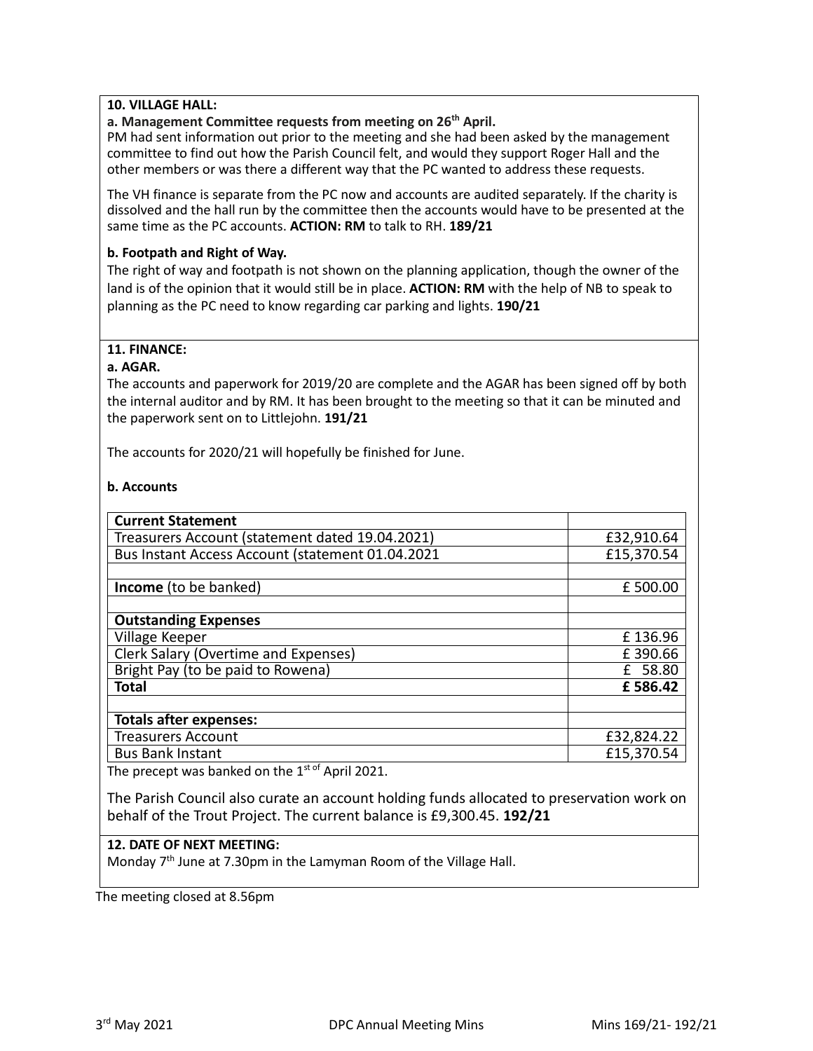**10. VILLAGE HALL:**

**a. Management Committee requests from meeting on 26th April.**

PM had sent information out prior to the meeting and she had been asked by the management committee to find out how the Parish Council felt, and would they support Roger Hall and the other members or was there a different way that the PC wanted to address these requests.

The VH finance is separate from the PC now and accounts are audited separately. If the charity is dissolved and the hall run by the committee then the accounts would have to be presented at the same time as the PC accounts. **ACTION: RM** to talk to RH. **189/21**

**b. Footpath and Right of Way.**

The right of way and footpath is not shown on the planning application, though the owner of the land is of the opinion that it would still be in place. **ACTION: RM** with the help of NB to speak to planning as the PC need to know regarding car parking and lights. **190/21**

**11. FINANCE:**

**a. AGAR.**

The accounts and paperwork for 2019/20 are complete and the AGAR has been signed off by both the internal auditor and by RM. It has been brought to the meeting so that it can be minuted and the paperwork sent on to Littlejohn. **191/21**

The accounts for 2020/21 will hopefully be finished for June.

**b. Accounts**

| | |
|---|---|
| **Current Statement** | |
| Treasurers Account (statement dated 19.04.2021) | £32,910.64 |
| Bus Instant Access Account (statement 01.04.2021 | £15,370.54 |
| | |
| **Income** (to be banked) | £ 500.00 |
| | |
| **Outstanding Expenses** | |
| Village Keeper | £ 136.96 |
| Clerk Salary (Overtime and Expenses) | £ 390.66 |
| Bright Pay (to be paid to Rowena) | £ 58.80 |
| **Total** | **£ 586.42** |
| | |
| **Totals after expenses:** | |
| Treasurers Account | £32,824.22 |
| Bus Bank Instant | £15,370.54 |

The precept was banked on the 1st of April 2021.

The Parish Council also curate an account holding funds allocated to preservation work on behalf of the Trout Project. The current balance is £9,300.45. **192/21**

**12. DATE OF NEXT MEETING:**

Monday 7th June at 7.30pm in the Lamyman Room of the Village Hall.

The meeting closed at 8.56pm